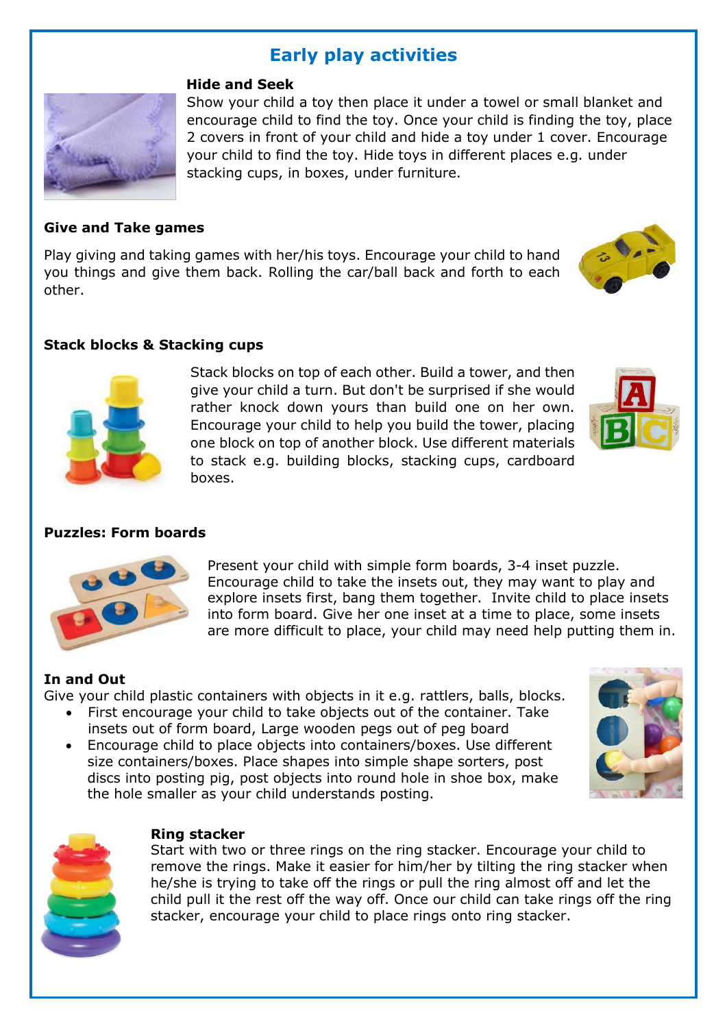# Early play activities

### Hide and Seek

Show your child a toy then place it under a towel or small blanket and encourage child to find the toy. Once your child is finding the toy, place 2 covers in front of your child and hide a toy under 1 cover. Encourage your child to find the toy. Hide toys in different places e.g. under stacking cups, in boxes, under furniture.

### Give and Take games

Play giving and taking games with her/his toys. Encourage your child to hand you things and give them back. Rolling the car/ball back and forth to each other.

### Stack blocks & Stacking cups

Stack blocks on top of each other. Build a tower, and then give your child a turn. But don't be surprised if she would rather knock down yours than build one on her own. Encourage your child to help you build the tower, placing one block on top of another block. Use different materials to stack e.g. building blocks, stacking cups, cardboard boxes.

### Puzzles: Form boards

Present your child with simple form boards, 3-4 inset puzzle. Encourage child to take the insets out, they may want to play and explore insets first, bang them together. Invite child to place insets into form board. Give her one inset at a time to place, some insets are more difficult to place, your child may need help putting them in.

### In and Out

Give your child plastic containers with objects in it e.g. rattlers, balls, blocks.

- First encourage your child to take objects out of the container. Take insets out of form board, Large wooden pegs out of peg board
- Encourage child to place objects into containers/boxes. Use different size containers/boxes. Place shapes into simple shape sorters, post discs into posting pig, post objects into round hole in shoe box, make the hole smaller as your child understands posting.

### Ring stacker

Start with two or three rings on the ring stacker. Encourage your child to remove the rings. Make it easier for him/her by tilting the ring stacker when he/she is trying to take off the rings or pull the ring almost off and let the child pull it the rest off the way off. Once our child can take rings off the ring stacker, encourage your child to place rings onto ring stacker.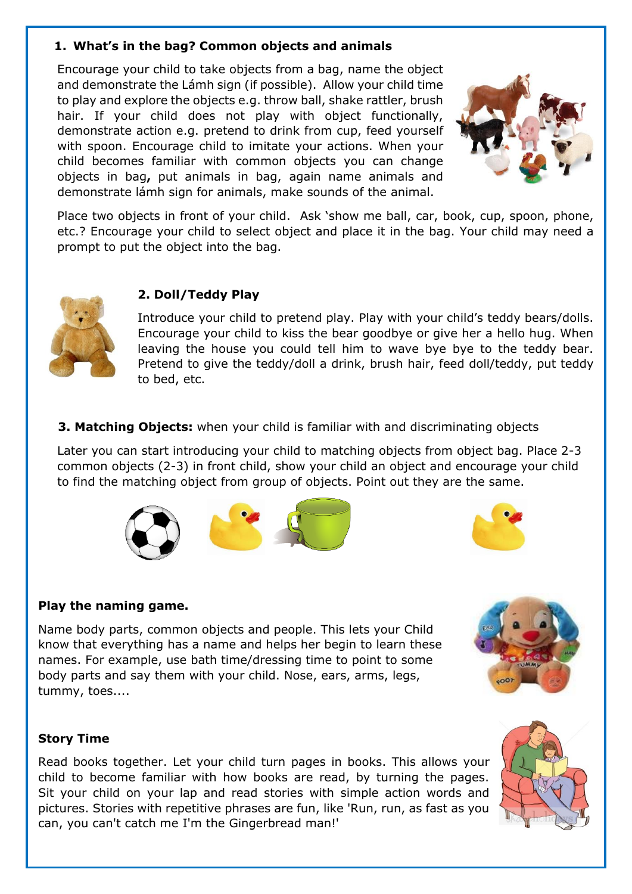## 1. What's in the bag? Common objects and animals

Encourage your child to take objects from a bag, name the object and demonstrate the Lámh sign (if possible). Allow your child time to play and explore the objects e.g. throw ball, shake rattler, brush hair. If your child does not play with object functionally, demonstrate action e.g. pretend to drink from cup, feed yourself with spoon. Encourage child to imitate your actions. When your child becomes familiar with common objects you can change objects in bag**,** put animals in bag, again name animals and demonstrate lámh sign for animals, make sounds of the animal.

Place two objects in front of your child. Ask 'show me ball, car, book, cup, spoon, phone, etc.? Encourage your child to select object and place it in the bag. Your child may need a prompt to put the object into the bag.

## 2. Doll/Teddy Play

Introduce your child to pretend play. Play with your child's teddy bears/dolls. Encourage your child to kiss the bear goodbye or give her a hello hug. When leaving the house you could tell him to wave bye bye to the teddy bear. Pretend to give the teddy/doll a drink, brush hair, feed doll/teddy, put teddy to bed, etc.

**3. Matching Objects:** when your child is familiar with and discriminating objects

Later you can start introducing your child to matching objects from object bag. Place 2-3 common objects (2-3) in front child, show your child an object and encourage your child to find the matching object from group of objects. Point out they are the same.

**Play the naming game.**

Name body parts, common objects and people. This lets your Child know that everything has a name and helps her begin to learn these names. For example, use bath time/dressing time to point to some body parts and say them with your child. Nose, ears, arms, legs, tummy, toes....

**Story Time**

Read books together. Let your child turn pages in books. This allows your child to become familiar with how books are read, by turning the pages. Sit your child on your lap and read stories with simple action words and pictures. Stories with repetitive phrases are fun, like 'Run, run, as fast as you can, you can't catch me I'm the Gingerbread man!'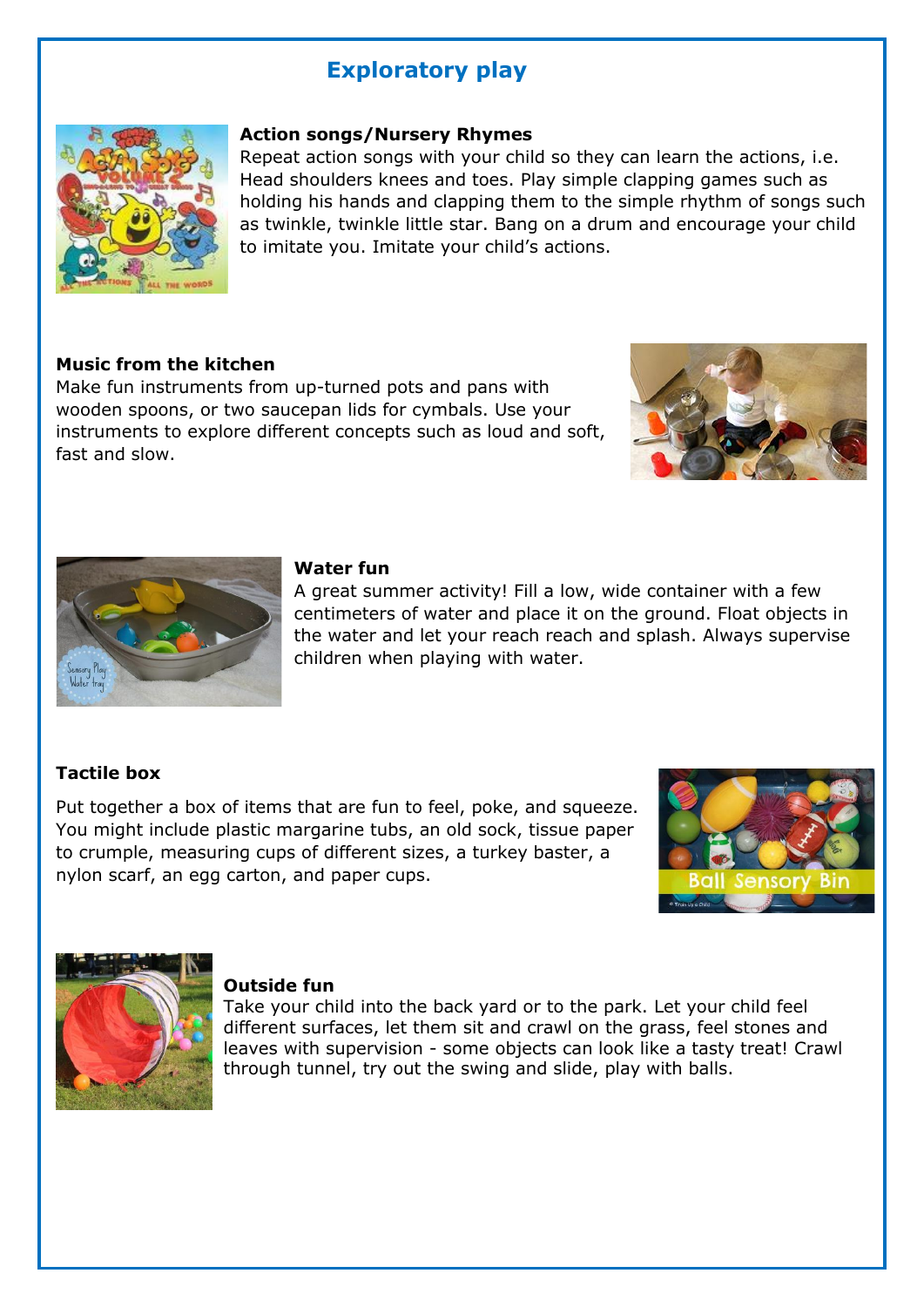# Exploratory play

### Action songs/Nursery Rhymes

Repeat action songs with your child so they can learn the actions, i.e. Head shoulders knees and toes. Play simple clapping games such as holding his hands and clapping them to the simple rhythm of songs such as twinkle, twinkle little star. Bang on a drum and encourage your child to imitate you. Imitate your child's actions.

### Music from the kitchen

Make fun instruments from up-turned pots and pans with wooden spoons, or two saucepan lids for cymbals. Use your instruments to explore different concepts such as loud and soft, fast and slow.

### Water fun

A great summer activity! Fill a low, wide container with a few centimeters of water and place it on the ground. Float objects in the water and let your reach reach and splash. Always supervise children when playing with water.

### Tactile box

Put together a box of items that are fun to feel, poke, and squeeze. You might include plastic margarine tubs, an old sock, tissue paper to crumple, measuring cups of different sizes, a turkey baster, a nylon scarf, an egg carton, and paper cups.

### Outside fun

Take your child into the back yard or to the park. Let your child feel different surfaces, let them sit and crawl on the grass, feel stones and leaves with supervision - some objects can look like a tasty treat! Crawl through tunnel, try out the swing and slide, play with balls.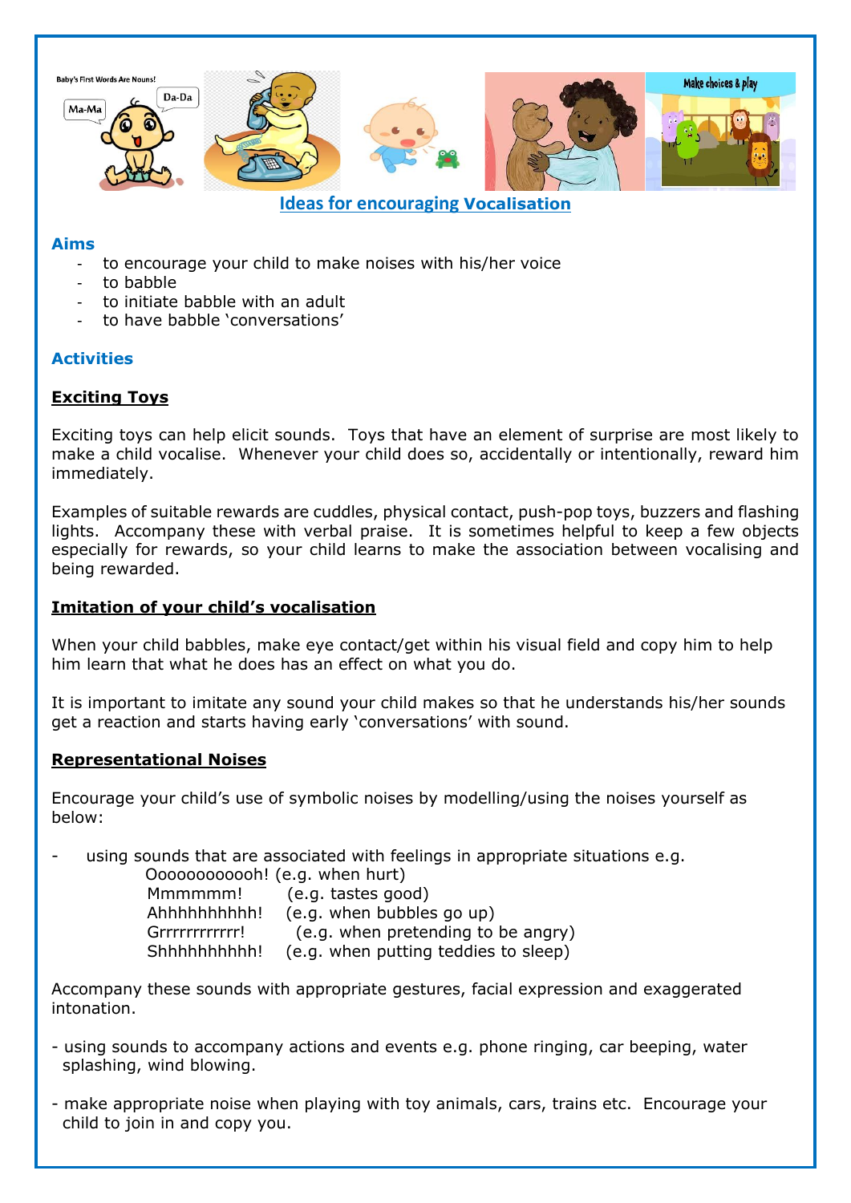## Ideas for encouraging Vocalisation

### Aims

- to encourage your child to make noises with his/her voice
- to babble
- to initiate babble with an adult
- to have babble 'conversations'

### Activities

#### Exciting Toys

Exciting toys can help elicit sounds. Toys that have an element of surprise are most likely to make a child vocalise. Whenever your child does so, accidentally or intentionally, reward him immediately.

Examples of suitable rewards are cuddles, physical contact, push-pop toys, buzzers and flashing lights. Accompany these with verbal praise. It is sometimes helpful to keep a few objects especially for rewards, so your child learns to make the association between vocalising and being rewarded.

#### Imitation of your child's vocalisation

When your child babbles, make eye contact/get within his visual field and copy him to help him learn that what he does has an effect on what you do.

It is important to imitate any sound your child makes so that he understands his/her sounds get a reaction and starts having early 'conversations' with sound.

#### Representational Noises

Encourage your child's use of symbolic noises by modelling/using the noises yourself as below:

- using sounds that are associated with feelings in appropriate situations e.g.
  - Ooooooooooh! (e.g. when hurt)
  - Mmmmmm! (e.g. tastes good)
  - Ahhhhhhhhhh! (e.g. when bubbles go up)
  - Grrrrrrrrrrr! (e.g. when pretending to be angry)
  - Shhhhhhhhhh! (e.g. when putting teddies to sleep)

Accompany these sounds with appropriate gestures, facial expression and exaggerated intonation.

- using sounds to accompany actions and events e.g. phone ringing, car beeping, water splashing, wind blowing.
- make appropriate noise when playing with toy animals, cars, trains etc. Encourage your child to join in and copy you.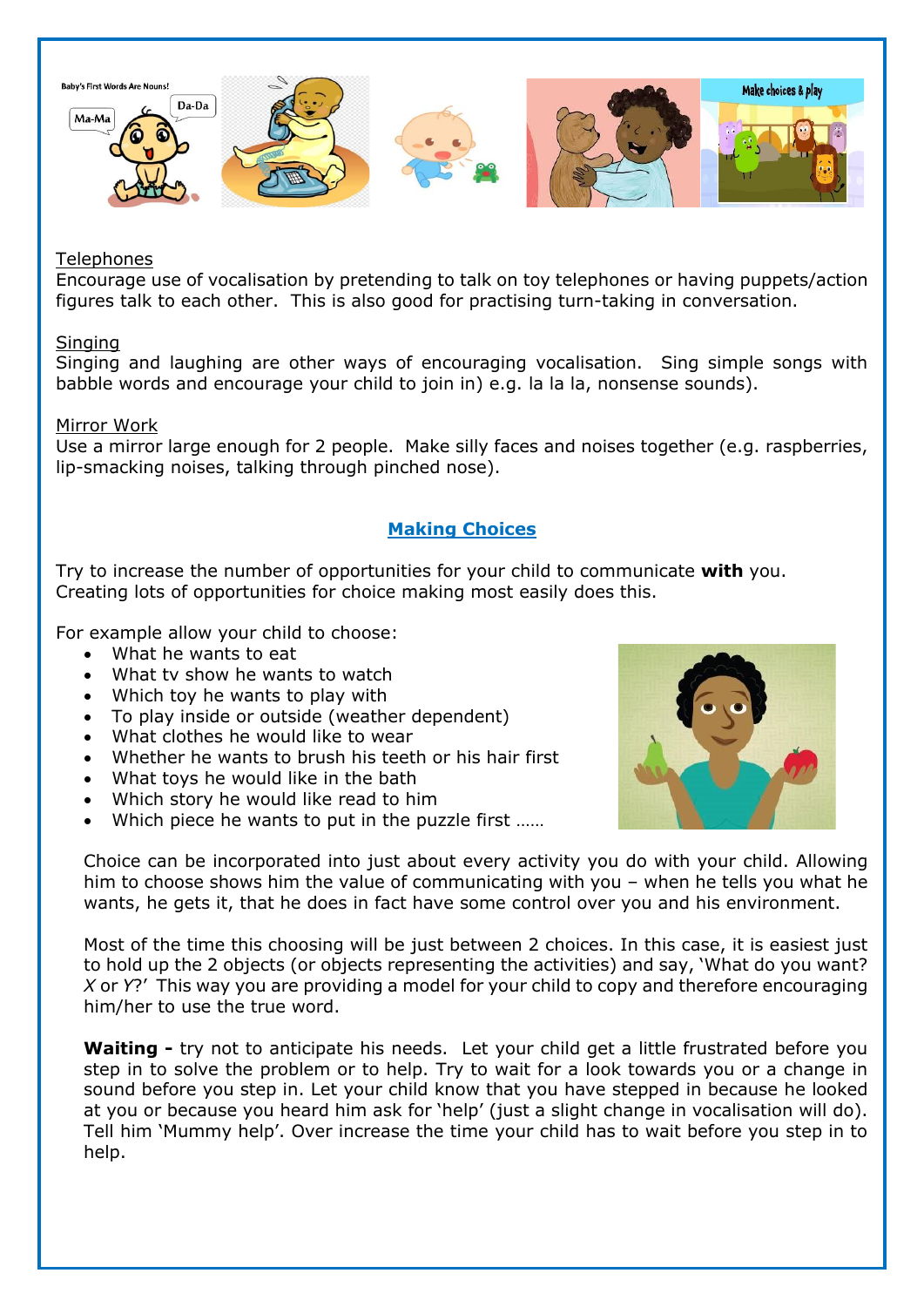Telephones

Encourage use of vocalisation by pretending to talk on toy telephones or having puppets/action figures talk to each other. This is also good for practising turn-taking in conversation.

Singing

Singing and laughing are other ways of encouraging vocalisation. Sing simple songs with babble words and encourage your child to join in) e.g. la la la, nonsense sounds).

Mirror Work

Use a mirror large enough for 2 people. Make silly faces and noises together (e.g. raspberries, lip-smacking noises, talking through pinched nose).

## Making Choices

Try to increase the number of opportunities for your child to communicate **with** you. Creating lots of opportunities for choice making most easily does this.

For example allow your child to choose:

- What he wants to eat
- What tv show he wants to watch
- Which toy he wants to play with
- To play inside or outside (weather dependent)
- What clothes he would like to wear
- Whether he wants to brush his teeth or his hair first
- What toys he would like in the bath
- Which story he would like read to him
- Which piece he wants to put in the puzzle first ……

Choice can be incorporated into just about every activity you do with your child. Allowing him to choose shows him the value of communicating with you – when he tells you what he wants, he gets it, that he does in fact have some control over you and his environment.

Most of the time this choosing will be just between 2 choices. In this case, it is easiest just to hold up the 2 objects (or objects representing the activities) and say, 'What do you want? *X* or *Y*?' This way you are providing a model for your child to copy and therefore encouraging him/her to use the true word.

**Waiting -** try not to anticipate his needs. Let your child get a little frustrated before you step in to solve the problem or to help. Try to wait for a look towards you or a change in sound before you step in. Let your child know that you have stepped in because he looked at you or because you heard him ask for 'help' (just a slight change in vocalisation will do). Tell him 'Mummy help'. Over increase the time your child has to wait before you step in to help.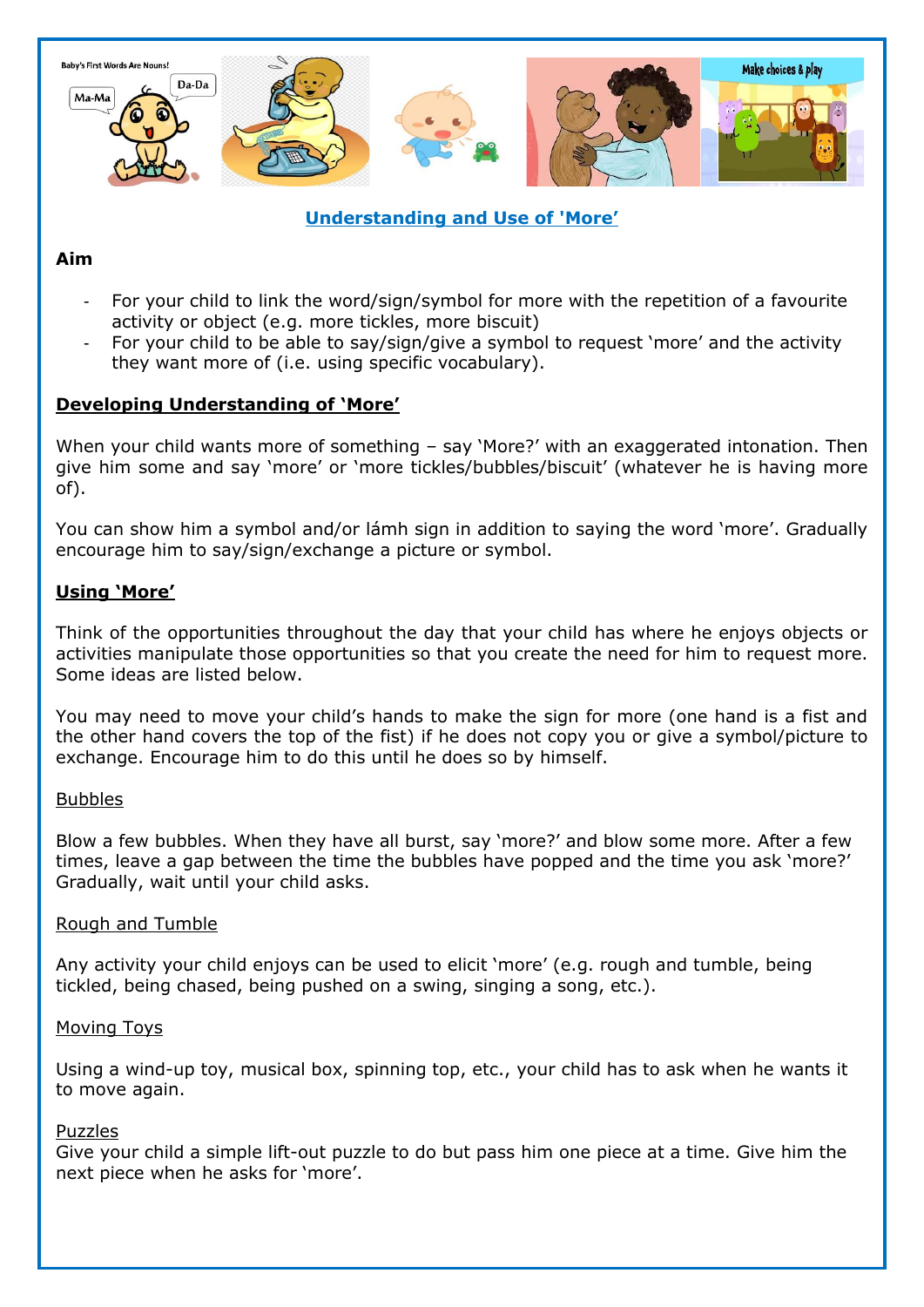## Understanding and Use of 'More'

**Aim**

- For your child to link the word/sign/symbol for more with the repetition of a favourite activity or object (e.g. more tickles, more biscuit)
- For your child to be able to say/sign/give a symbol to request 'more' and the activity they want more of (i.e. using specific vocabulary).

**Developing Understanding of 'More'**

When your child wants more of something – say 'More?' with an exaggerated intonation. Then give him some and say 'more' or 'more tickles/bubbles/biscuit' (whatever he is having more of).

You can show him a symbol and/or lámh sign in addition to saying the word 'more'. Gradually encourage him to say/sign/exchange a picture or symbol.

**Using 'More'**

Think of the opportunities throughout the day that your child has where he enjoys objects or activities manipulate those opportunities so that you create the need for him to request more. Some ideas are listed below.

You may need to move your child's hands to make the sign for more (one hand is a fist and the other hand covers the top of the fist) if he does not copy you or give a symbol/picture to exchange. Encourage him to do this until he does so by himself.

Bubbles

Blow a few bubbles. When they have all burst, say 'more?' and blow some more. After a few times, leave a gap between the time the bubbles have popped and the time you ask 'more?' Gradually, wait until your child asks.

Rough and Tumble

Any activity your child enjoys can be used to elicit 'more' (e.g. rough and tumble, being tickled, being chased, being pushed on a swing, singing a song, etc.).

Moving Toys

Using a wind-up toy, musical box, spinning top, etc., your child has to ask when he wants it to move again.

Puzzles

Give your child a simple lift-out puzzle to do but pass him one piece at a time. Give him the next piece when he asks for 'more'.